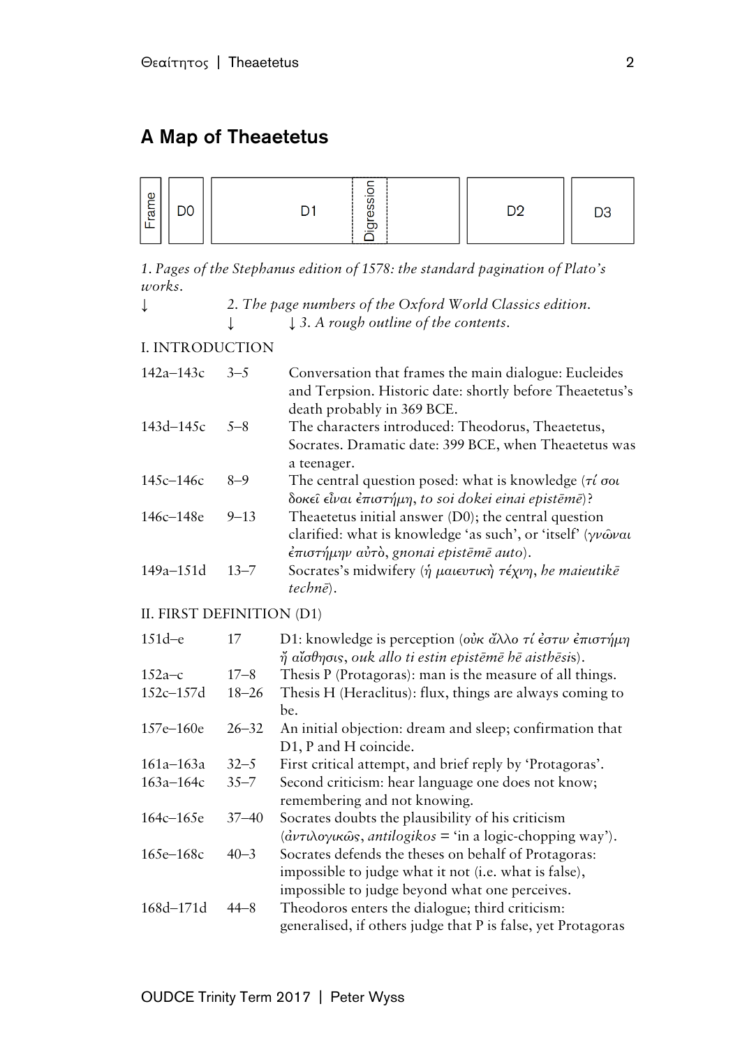## A Map of Theaetetus

Frame | D0 | D1 | Digression | D2 | D3

*1. Pages of the Stephanus edition of 1578: the standard pagination of Plato's works.*

↓ *2. The page numbers of the Oxford World Classics edition.*

↓ ↓ *3. A rough outline of the contents.*

I. INTRODUCTION

| | | |
|---|---|---|
| 142a–143c | 3–5 | Conversation that frames the main dialogue: Eucleides and Terpsion. Historic date: shortly before Theaetetus's death probably in 369 BCE. |
| 143d–145c | 5–8 | The characters introduced: Theodorus, Theaetetus, Socrates. Dramatic date: 399 BCE, when Theaetetus was a teenager. |
| 145c–146c | 8–9 | The central question posed: what is knowledge (*τί σοι δοκεῖ εἶναι ἐπιστήμη*, *to soi dokei einai epistēmē*)? |
| 146c–148e | 9–13 | Theaetetus initial answer (D0); the central question clarified: what is knowledge 'as such', or 'itself' (*γνῶναι ἐπιστήμην αὐτὸ*, *gnonai epistēmē auto*). |
| 149a–151d | 13–7 | Socrates's midwifery (*ἡ μαιευτικὴ τέχνη*, *he maieutikē technē*). |

II. FIRST DEFINITION (D1)

| | | |
|---|---|---|
| 151d–e | 17 | D1: knowledge is perception (*οὐκ ἄλλο τί ἐστιν ἐπιστήμη ἢ αἴσθησις*, *ouk allo ti estin epistēmē hē aisthēsis*). |
| 152a–c | 17–8 | Thesis P (Protagoras): man is the measure of all things. |
| 152c–157d | 18–26 | Thesis H (Heraclitus): flux, things are always coming to be. |
| 157e–160e | 26–32 | An initial objection: dream and sleep; confirmation that D1, P and H coincide. |
| 161a–163a | 32–5 | First critical attempt, and brief reply by 'Protagoras'. |
| 163a–164c | 35–7 | Second criticism: hear language one does not know; remembering and not knowing. |
| 164c–165e | 37–40 | Socrates doubts the plausibility of his criticism (*ἀντιλογικῶς*, *antilogikos* = 'in a logic-chopping way'). |
| 165e–168c | 40–3 | Socrates defends the theses on behalf of Protagoras: impossible to judge what it not (i.e. what is false), impossible to judge beyond what one perceives. |
| 168d–171d | 44–8 | Theodoros enters the dialogue; third criticism: generalised, if others judge that P is false, yet Protagoras |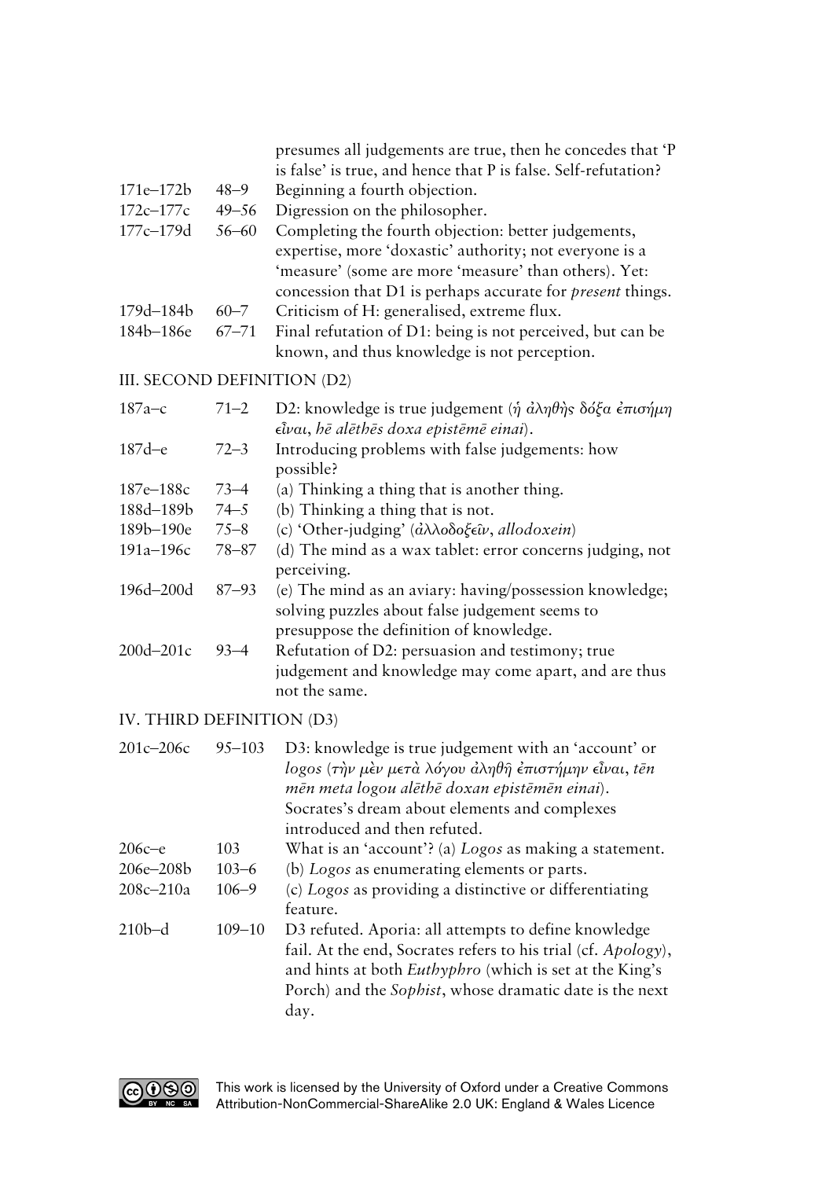| | | |
|---|---|---|
| | | presumes all judgements are true, then he concedes that 'P is false' is true, and hence that P is false. Self-refutation? |
| 171e–172b | 48–9 | Beginning a fourth objection. |
| 172c–177c | 49–56 | Digression on the philosopher. |
| 177c–179d | 56–60 | Completing the fourth objection: better judgements, expertise, more 'doxastic' authority; not everyone is a 'measure' (some are more 'measure' than others). Yet: concession that D1 is perhaps accurate for *present* things. |
| 179d–184b | 60–7 | Criticism of H: generalised, extreme flux. |
| 184b–186e | 67–71 | Final refutation of D1: being is not perceived, but can be known, and thus knowledge is not perception. |

III. SECOND DEFINITION (D2)

| | | |
|---|---|---|
| 187a–c | 71–2 | D2: knowledge is true judgement (ἡ ἀληθὴς δόξα ἐπισήμη εἶναι, *hē alēthēs doxa epistēmē einai*). |
| 187d–e | 72–3 | Introducing problems with false judgements: how possible? |
| 187e–188c | 73–4 | (a) Thinking a thing that is another thing. |
| 188d–189b | 74–5 | (b) Thinking a thing that is not. |
| 189b–190e | 75–8 | (c) 'Other-judging' (ἀλλοδοξεῖν, *allodoxein*) |
| 191a–196c | 78–87 | (d) The mind as a wax tablet: error concerns judging, not perceiving. |
| 196d–200d | 87–93 | (e) The mind as an aviary: having/possession knowledge; solving puzzles about false judgement seems to presuppose the definition of knowledge. |
| 200d–201c | 93–4 | Refutation of D2: persuasion and testimony; true judgement and knowledge may come apart, and are thus not the same. |

IV. THIRD DEFINITION (D3)

| | | |
|---|---|---|
| 201c–206c | 95–103 | D3: knowledge is true judgement with an 'account' or *logos* (τὴν μὲν μετὰ λόγου ἀληθῆ ἐπιστήμην εἶναι, *tēn mēn meta logou alēthē doxan epistēmēn einai*). Socrates's dream about elements and complexes introduced and then refuted. |
| 206c–e | 103 | What is an 'account'? (a) *Logos* as making a statement. |
| 206e–208b | 103–6 | (b) *Logos* as enumerating elements or parts. |
| 208c–210a | 106–9 | (c) *Logos* as providing a distinctive or differentiating feature. |
| 210b–d | 109–10 | D3 refuted. Aporia: all attempts to define knowledge fail. At the end, Socrates refers to his trial (cf. *Apology*), and hints at both *Euthyphro* (which is set at the King's Porch) and the *Sophist*, whose dramatic date is the next day. |

This work is licensed by the University of Oxford under a Creative Commons Attribution-NonCommercial-ShareAlike 2.0 UK: England & Wales Licence